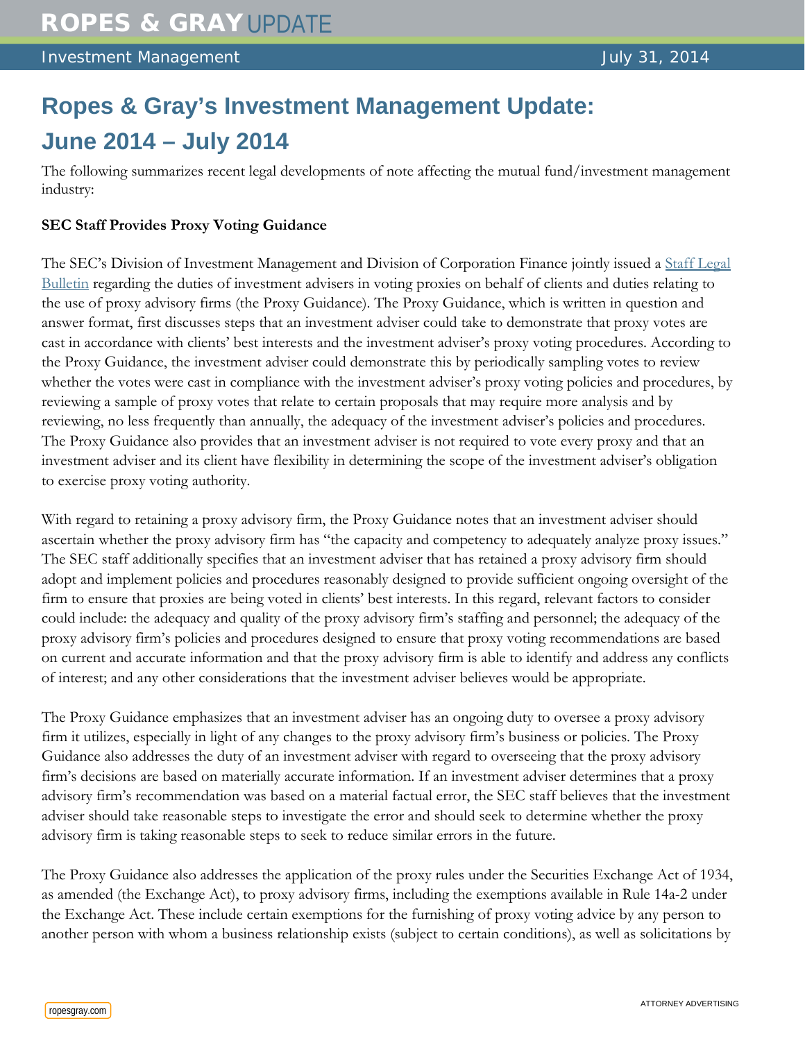# Ropes & Gray's Investment Management Update: June 2014 – July 2014

The following summarizes recent legal developments of note affecting the mutual fund/investment management industry:

**SEC Staff Provides Proxy Voting Guidance**

The SEC's Division of Investment Management and Division of Corporation Finance jointly issued a [Staff Legal Bulletin](Staff Legal Bulletin) regarding the duties of investment advisers in voting proxies on behalf of clients and duties relating to the use of proxy advisory firms (the Proxy Guidance). The Proxy Guidance, which is written in question and answer format, first discusses steps that an investment adviser could take to demonstrate that proxy votes are cast in accordance with clients' best interests and the investment adviser's proxy voting procedures. According to the Proxy Guidance, the investment adviser could demonstrate this by periodically sampling votes to review whether the votes were cast in compliance with the investment adviser's proxy voting policies and procedures, by reviewing a sample of proxy votes that relate to certain proposals that may require more analysis and by reviewing, no less frequently than annually, the adequacy of the investment adviser's policies and procedures. The Proxy Guidance also provides that an investment adviser is not required to vote every proxy and that an investment adviser and its client have flexibility in determining the scope of the investment adviser's obligation to exercise proxy voting authority.

With regard to retaining a proxy advisory firm, the Proxy Guidance notes that an investment adviser should ascertain whether the proxy advisory firm has "the capacity and competency to adequately analyze proxy issues." The SEC staff additionally specifies that an investment adviser that has retained a proxy advisory firm should adopt and implement policies and procedures reasonably designed to provide sufficient ongoing oversight of the firm to ensure that proxies are being voted in clients' best interests. In this regard, relevant factors to consider could include: the adequacy and quality of the proxy advisory firm's staffing and personnel; the adequacy of the proxy advisory firm's policies and procedures designed to ensure that proxy voting recommendations are based on current and accurate information and that the proxy advisory firm is able to identify and address any conflicts of interest; and any other considerations that the investment adviser believes would be appropriate.

The Proxy Guidance emphasizes that an investment adviser has an ongoing duty to oversee a proxy advisory firm it utilizes, especially in light of any changes to the proxy advisory firm's business or policies. The Proxy Guidance also addresses the duty of an investment adviser with regard to overseeing that the proxy advisory firm's decisions are based on materially accurate information. If an investment adviser determines that a proxy advisory firm's recommendation was based on a material factual error, the SEC staff believes that the investment adviser should take reasonable steps to investigate the error and should seek to determine whether the proxy advisory firm is taking reasonable steps to seek to reduce similar errors in the future.

The Proxy Guidance also addresses the application of the proxy rules under the Securities Exchange Act of 1934, as amended (the Exchange Act), to proxy advisory firms, including the exemptions available in Rule 14a-2 under the Exchange Act. These include certain exemptions for the furnishing of proxy voting advice by any person to another person with whom a business relationship exists (subject to certain conditions), as well as solicitations by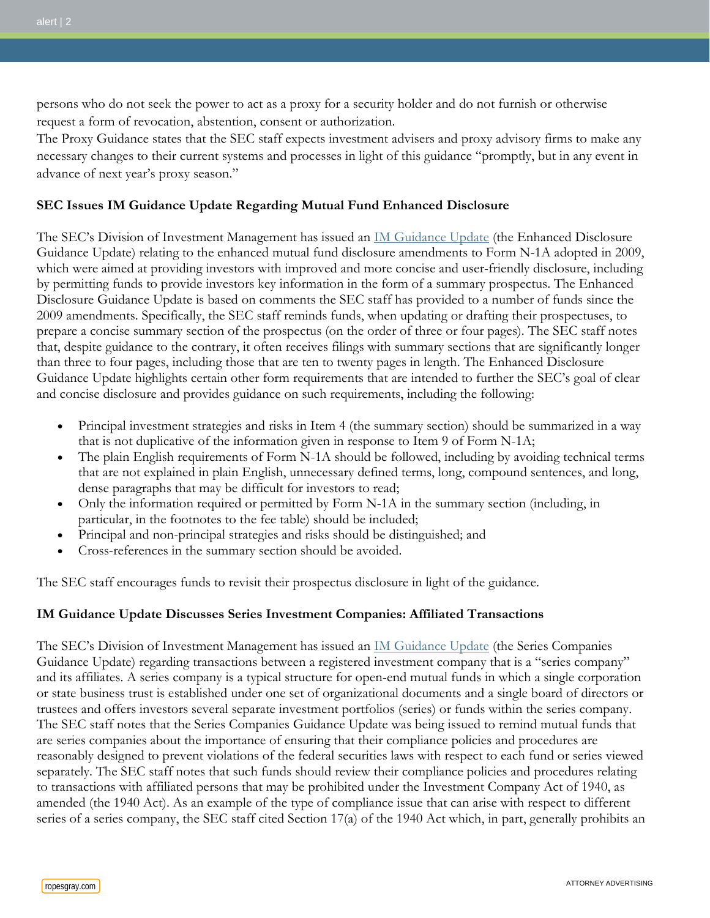persons who do not seek the power to act as a proxy for a security holder and do not furnish or otherwise request a form of revocation, abstention, consent or authorization.

The Proxy Guidance states that the SEC staff expects investment advisers and proxy advisory firms to make any necessary changes to their current systems and processes in light of this guidance "promptly, but in any event in advance of next year's proxy season."

**SEC Issues IM Guidance Update Regarding Mutual Fund Enhanced Disclosure**

The SEC's Division of Investment Management has issued an IM Guidance Update (the Enhanced Disclosure Guidance Update) relating to the enhanced mutual fund disclosure amendments to Form N-1A adopted in 2009, which were aimed at providing investors with improved and more concise and user-friendly disclosure, including by permitting funds to provide investors key information in the form of a summary prospectus. The Enhanced Disclosure Guidance Update is based on comments the SEC staff has provided to a number of funds since the 2009 amendments. Specifically, the SEC staff reminds funds, when updating or drafting their prospectuses, to prepare a concise summary section of the prospectus (on the order of three or four pages). The SEC staff notes that, despite guidance to the contrary, it often receives filings with summary sections that are significantly longer than three to four pages, including those that are ten to twenty pages in length. The Enhanced Disclosure Guidance Update highlights certain other form requirements that are intended to further the SEC's goal of clear and concise disclosure and provides guidance on such requirements, including the following:

- Principal investment strategies and risks in Item 4 (the summary section) should be summarized in a way that is not duplicative of the information given in response to Item 9 of Form N-1A;
- The plain English requirements of Form N-1A should be followed, including by avoiding technical terms that are not explained in plain English, unnecessary defined terms, long, compound sentences, and long, dense paragraphs that may be difficult for investors to read;
- Only the information required or permitted by Form N-1A in the summary section (including, in particular, in the footnotes to the fee table) should be included;
- Principal and non-principal strategies and risks should be distinguished; and
- Cross-references in the summary section should be avoided.

The SEC staff encourages funds to revisit their prospectus disclosure in light of the guidance.

**IM Guidance Update Discusses Series Investment Companies: Affiliated Transactions**

The SEC's Division of Investment Management has issued an IM Guidance Update (the Series Companies Guidance Update) regarding transactions between a registered investment company that is a "series company" and its affiliates. A series company is a typical structure for open-end mutual funds in which a single corporation or state business trust is established under one set of organizational documents and a single board of directors or trustees and offers investors several separate investment portfolios (series) or funds within the series company. The SEC staff notes that the Series Companies Guidance Update was being issued to remind mutual funds that are series companies about the importance of ensuring that their compliance policies and procedures are reasonably designed to prevent violations of the federal securities laws with respect to each fund or series viewed separately. The SEC staff notes that such funds should review their compliance policies and procedures relating to transactions with affiliated persons that may be prohibited under the Investment Company Act of 1940, as amended (the 1940 Act). As an example of the type of compliance issue that can arise with respect to different series of a series company, the SEC staff cited Section 17(a) of the 1940 Act which, in part, generally prohibits an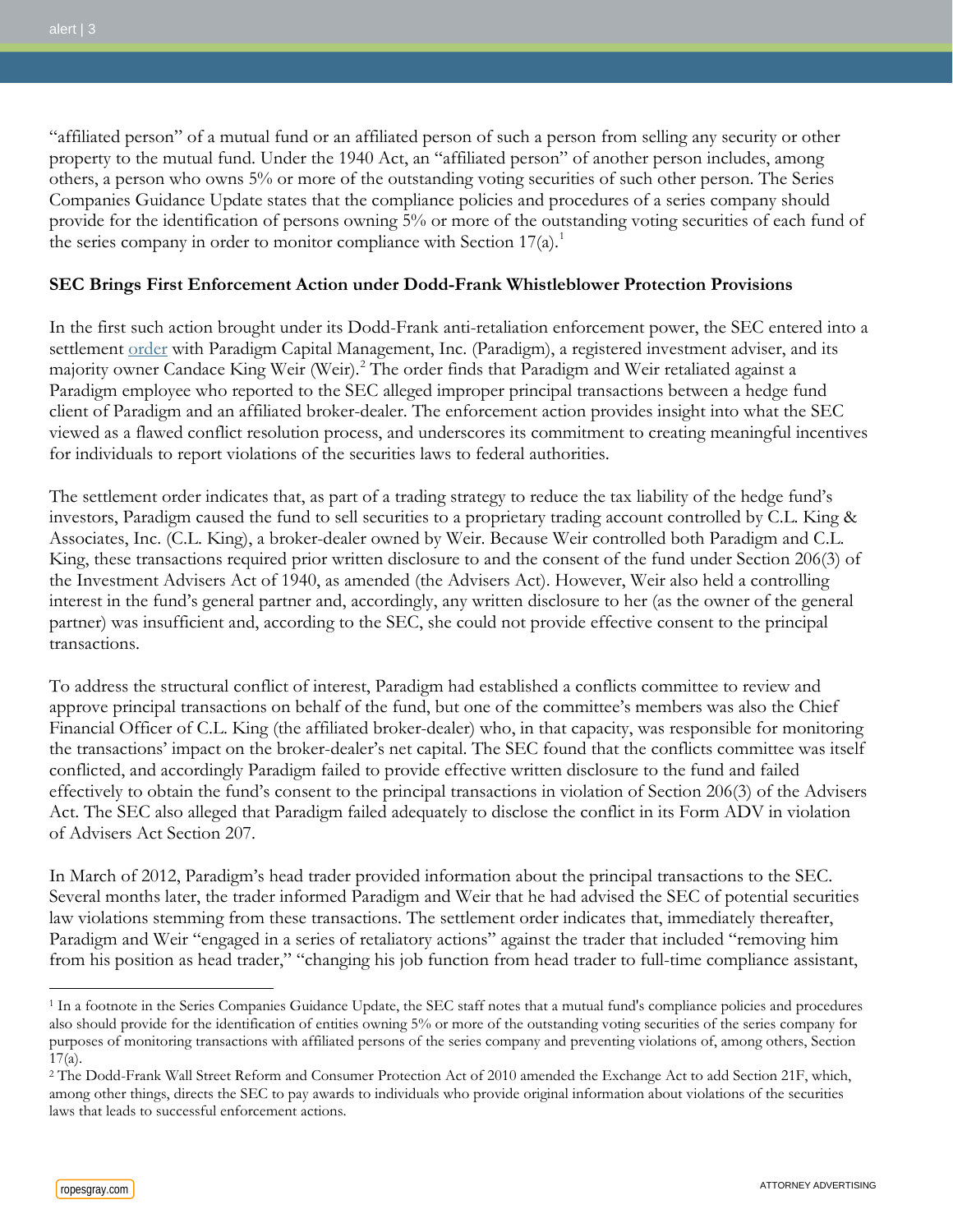"affiliated person" of a mutual fund or an affiliated person of such a person from selling any security or other property to the mutual fund. Under the 1940 Act, an "affiliated person" of another person includes, among others, a person who owns 5% or more of the outstanding voting securities of such other person. The Series Companies Guidance Update states that the compliance policies and procedures of a series company should provide for the identification of persons owning 5% or more of the outstanding voting securities of each fund of the series company in order to monitor compliance with Section 17(a).[1]

**SEC Brings First Enforcement Action under Dodd-Frank Whistleblower Protection Provisions**

In the first such action brought under its Dodd-Frank anti-retaliation enforcement power, the SEC entered into a settlement order with Paradigm Capital Management, Inc. (Paradigm), a registered investment adviser, and its majority owner Candace King Weir (Weir).[2] The order finds that Paradigm and Weir retaliated against a Paradigm employee who reported to the SEC alleged improper principal transactions between a hedge fund client of Paradigm and an affiliated broker-dealer. The enforcement action provides insight into what the SEC viewed as a flawed conflict resolution process, and underscores its commitment to creating meaningful incentives for individuals to report violations of the securities laws to federal authorities.

The settlement order indicates that, as part of a trading strategy to reduce the tax liability of the hedge fund's investors, Paradigm caused the fund to sell securities to a proprietary trading account controlled by C.L. King & Associates, Inc. (C.L. King), a broker-dealer owned by Weir. Because Weir controlled both Paradigm and C.L. King, these transactions required prior written disclosure to and the consent of the fund under Section 206(3) of the Investment Advisers Act of 1940, as amended (the Advisers Act). However, Weir also held a controlling interest in the fund's general partner and, accordingly, any written disclosure to her (as the owner of the general partner) was insufficient and, according to the SEC, she could not provide effective consent to the principal transactions.

To address the structural conflict of interest, Paradigm had established a conflicts committee to review and approve principal transactions on behalf of the fund, but one of the committee's members was also the Chief Financial Officer of C.L. King (the affiliated broker-dealer) who, in that capacity, was responsible for monitoring the transactions' impact on the broker-dealer's net capital. The SEC found that the conflicts committee was itself conflicted, and accordingly Paradigm failed to provide effective written disclosure to the fund and failed effectively to obtain the fund's consent to the principal transactions in violation of Section 206(3) of the Advisers Act. The SEC also alleged that Paradigm failed adequately to disclose the conflict in its Form ADV in violation of Advisers Act Section 207.

In March of 2012, Paradigm's head trader provided information about the principal transactions to the SEC. Several months later, the trader informed Paradigm and Weir that he had advised the SEC of potential securities law violations stemming from these transactions. The settlement order indicates that, immediately thereafter, Paradigm and Weir "engaged in a series of retaliatory actions" against the trader that included "removing him from his position as head trader," "changing his job function from head trader to full-time compliance assistant,

---

[1] In a footnote in the Series Companies Guidance Update, the SEC staff notes that a mutual fund's compliance policies and procedures also should provide for the identification of entities owning 5% or more of the outstanding voting securities of the series company for purposes of monitoring transactions with affiliated persons of the series company and preventing violations of, among others, Section 17(a).

[2] The Dodd-Frank Wall Street Reform and Consumer Protection Act of 2010 amended the Exchange Act to add Section 21F, which, among other things, directs the SEC to pay awards to individuals who provide original information about violations of the securities laws that leads to successful enforcement actions.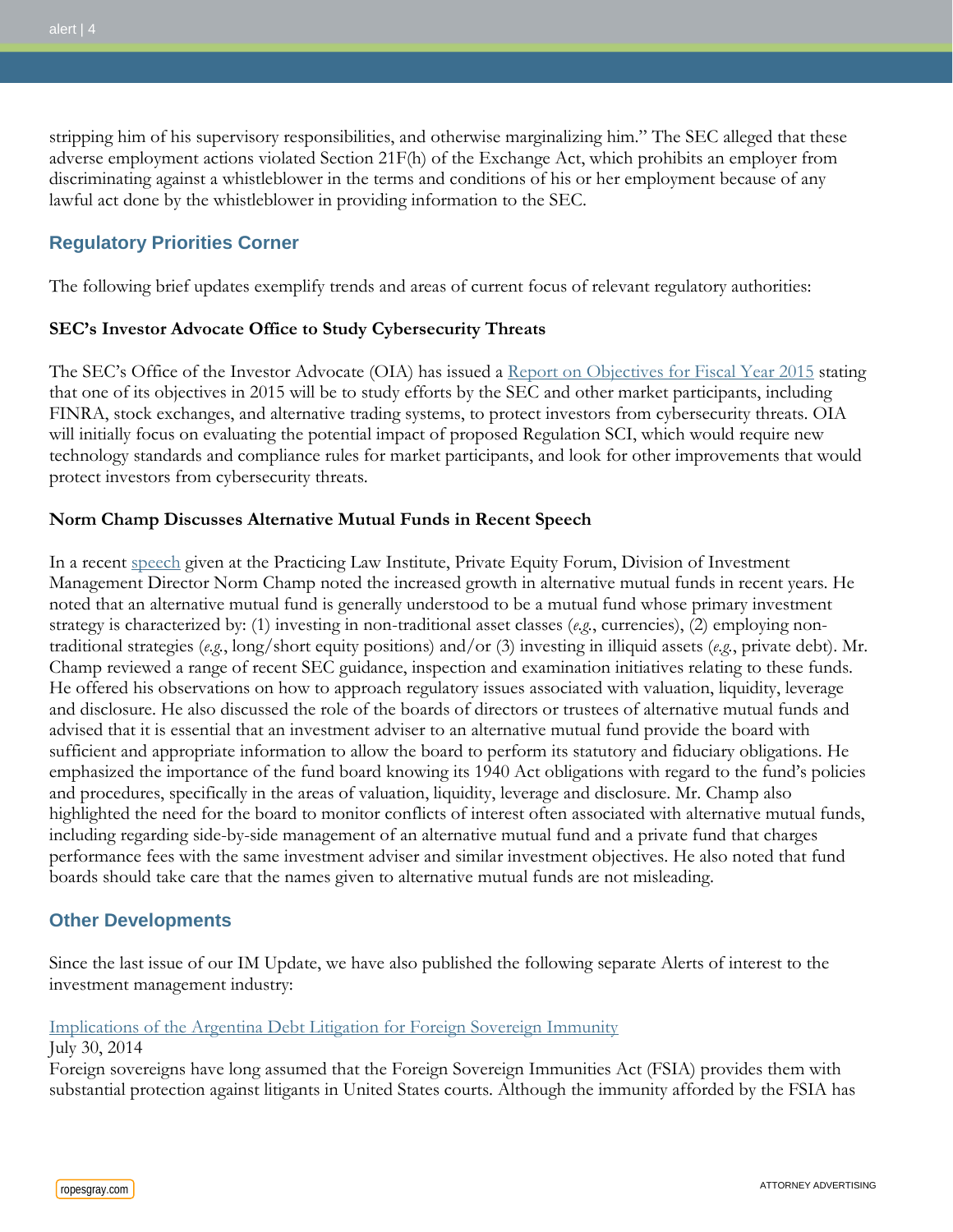stripping him of his supervisory responsibilities, and otherwise marginalizing him." The SEC alleged that these adverse employment actions violated Section 21F(h) of the Exchange Act, which prohibits an employer from discriminating against a whistleblower in the terms and conditions of his or her employment because of any lawful act done by the whistleblower in providing information to the SEC.

## Regulatory Priorities Corner

The following brief updates exemplify trends and areas of current focus of relevant regulatory authorities:

### SEC's Investor Advocate Office to Study Cybersecurity Threats

The SEC's Office of the Investor Advocate (OIA) has issued a [Report on Objectives for Fiscal Year 2015]() stating that one of its objectives in 2015 will be to study efforts by the SEC and other market participants, including FINRA, stock exchanges, and alternative trading systems, to protect investors from cybersecurity threats. OIA will initially focus on evaluating the potential impact of proposed Regulation SCI, which would require new technology standards and compliance rules for market participants, and look for other improvements that would protect investors from cybersecurity threats.

### Norm Champ Discusses Alternative Mutual Funds in Recent Speech

In a recent [speech]() given at the Practicing Law Institute, Private Equity Forum, Division of Investment Management Director Norm Champ noted the increased growth in alternative mutual funds in recent years. He noted that an alternative mutual fund is generally understood to be a mutual fund whose primary investment strategy is characterized by: (1) investing in non-traditional asset classes (*e.g.*, currencies), (2) employing non-traditional strategies (*e.g.*, long/short equity positions) and/or (3) investing in illiquid assets (*e.g.*, private debt). Mr. Champ reviewed a range of recent SEC guidance, inspection and examination initiatives relating to these funds. He offered his observations on how to approach regulatory issues associated with valuation, liquidity, leverage and disclosure. He also discussed the role of the boards of directors or trustees of alternative mutual funds and advised that it is essential that an investment adviser to an alternative mutual fund provide the board with sufficient and appropriate information to allow the board to perform its statutory and fiduciary obligations. He emphasized the importance of the fund board knowing its 1940 Act obligations with regard to the fund's policies and procedures, specifically in the areas of valuation, liquidity, leverage and disclosure. Mr. Champ also highlighted the need for the board to monitor conflicts of interest often associated with alternative mutual funds, including regarding side-by-side management of an alternative mutual fund and a private fund that charges performance fees with the same investment adviser and similar investment objectives. He also noted that fund boards should take care that the names given to alternative mutual funds are not misleading.

## Other Developments

Since the last issue of our IM Update, we have also published the following separate Alerts of interest to the investment management industry:

[Implications of the Argentina Debt Litigation for Foreign Sovereign Immunity]()
July 30, 2014
Foreign sovereigns have long assumed that the Foreign Sovereign Immunities Act (FSIA) provides them with substantial protection against litigants in United States courts. Although the immunity afforded by the FSIA has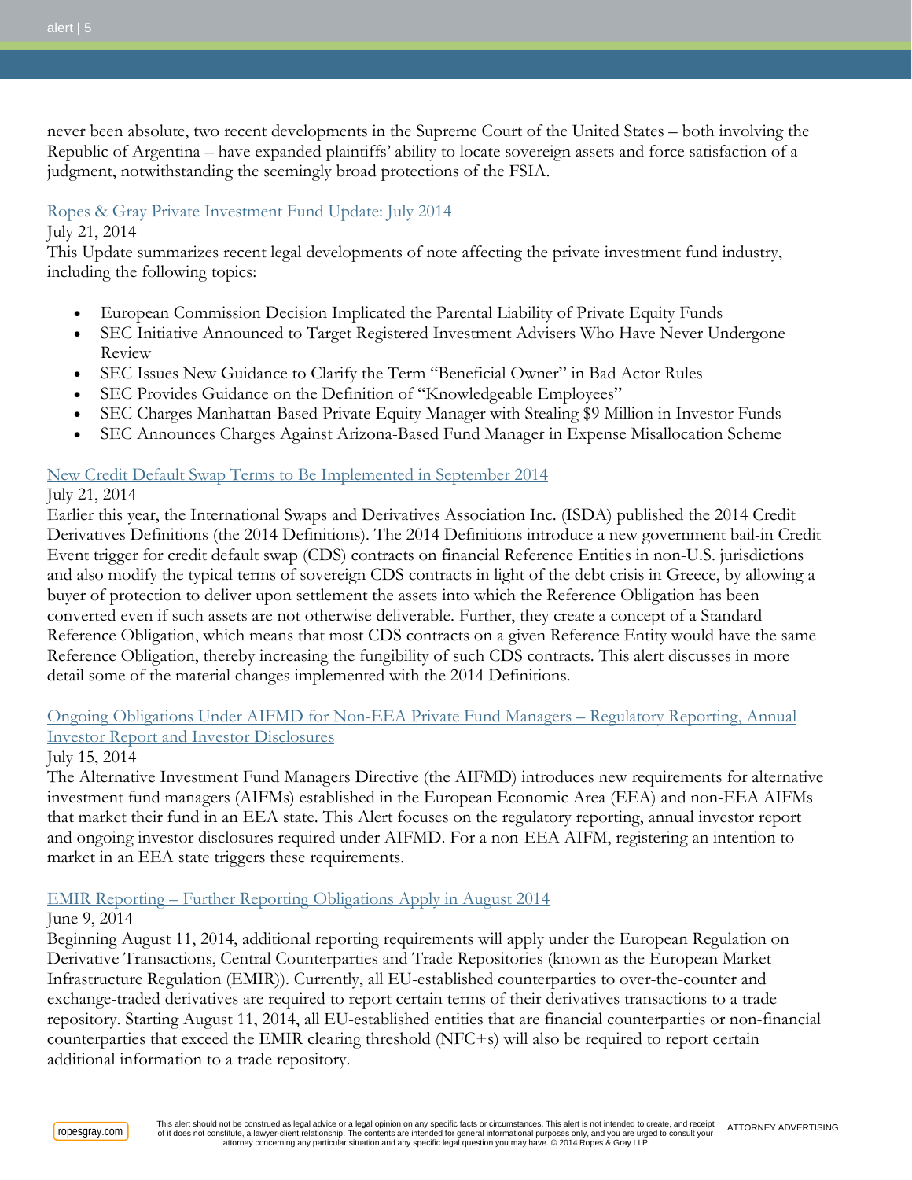never been absolute, two recent developments in the Supreme Court of the United States – both involving the Republic of Argentina – have expanded plaintiffs' ability to locate sovereign assets and force satisfaction of a judgment, notwithstanding the seemingly broad protections of the FSIA.

[Ropes & Gray Private Investment Fund Update: July 2014]

July 21, 2014

This Update summarizes recent legal developments of note affecting the private investment fund industry, including the following topics:

- European Commission Decision Implicated the Parental Liability of Private Equity Funds
- SEC Initiative Announced to Target Registered Investment Advisers Who Have Never Undergone Review
- SEC Issues New Guidance to Clarify the Term "Beneficial Owner" in Bad Actor Rules
- SEC Provides Guidance on the Definition of "Knowledgeable Employees"
- SEC Charges Manhattan-Based Private Equity Manager with Stealing $9 Million in Investor Funds
- SEC Announces Charges Against Arizona-Based Fund Manager in Expense Misallocation Scheme

[New Credit Default Swap Terms to Be Implemented in September 2014]

July 21, 2014

Earlier this year, the International Swaps and Derivatives Association Inc. (ISDA) published the 2014 Credit Derivatives Definitions (the 2014 Definitions). The 2014 Definitions introduce a new government bail-in Credit Event trigger for credit default swap (CDS) contracts on financial Reference Entities in non-U.S. jurisdictions and also modify the typical terms of sovereign CDS contracts in light of the debt crisis in Greece, by allowing a buyer of protection to deliver upon settlement the assets into which the Reference Obligation has been converted even if such assets are not otherwise deliverable. Further, they create a concept of a Standard Reference Obligation, which means that most CDS contracts on a given Reference Entity would have the same Reference Obligation, thereby increasing the fungibility of such CDS contracts. This alert discusses in more detail some of the material changes implemented with the 2014 Definitions.

[Ongoing Obligations Under AIFMD for Non-EEA Private Fund Managers – Regulatory Reporting, Annual Investor Report and Investor Disclosures]

July 15, 2014

The Alternative Investment Fund Managers Directive (the AIFMD) introduces new requirements for alternative investment fund managers (AIFMs) established in the European Economic Area (EEA) and non-EEA AIFMs that market their fund in an EEA state. This Alert focuses on the regulatory reporting, annual investor report and ongoing investor disclosures required under AIFMD. For a non-EEA AIFM, registering an intention to market in an EEA state triggers these requirements.

[EMIR Reporting – Further Reporting Obligations Apply in August 2014]

June 9, 2014

Beginning August 11, 2014, additional reporting requirements will apply under the European Regulation on Derivative Transactions, Central Counterparties and Trade Repositories (known as the European Market Infrastructure Regulation (EMIR)). Currently, all EU-established counterparties to over-the-counter and exchange-traded derivatives are required to report certain terms of their derivatives transactions to a trade repository. Starting August 11, 2014, all EU-established entities that are financial counterparties or non-financial counterparties that exceed the EMIR clearing threshold (NFC+s) will also be required to report certain additional information to a trade repository.

This alert should not be construed as legal advice or a legal opinion on any specific facts or circumstances. This alert is not intended to create, and receipt of it does not constitute, a lawyer-client relationship. The contents are intended for general informational purposes only, and you are urged to consult your attorney concerning any particular situation and any specific legal question you may have. © 2014 Ropes & Gray LLP

ATTORNEY ADVERTISING